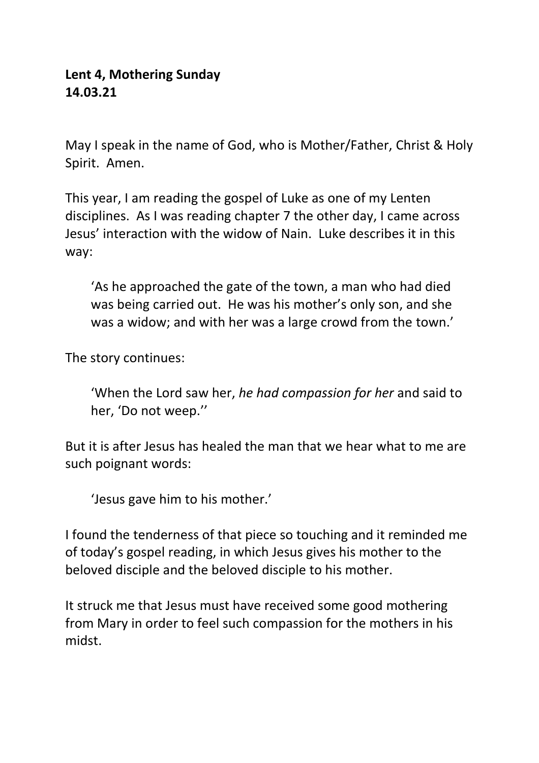**Lent 4, Mothering Sunday**
**14.03.21**

May I speak in the name of God, who is Mother/Father, Christ & Holy Spirit. Amen.

This year, I am reading the gospel of Luke as one of my Lenten disciplines. As I was reading chapter 7 the other day, I came across Jesus' interaction with the widow of Nain. Luke describes it in this way:

> 'As he approached the gate of the town, a man who had died was being carried out. He was his mother's only son, and she was a widow; and with her was a large crowd from the town.'

The story continues:

> 'When the Lord saw her, *he had compassion for her* and said to her, 'Do not weep.''

But it is after Jesus has healed the man that we hear what to me are such poignant words:

> 'Jesus gave him to his mother.'

I found the tenderness of that piece so touching and it reminded me of today's gospel reading, in which Jesus gives his mother to the beloved disciple and the beloved disciple to his mother.

It struck me that Jesus must have received some good mothering from Mary in order to feel such compassion for the mothers in his midst.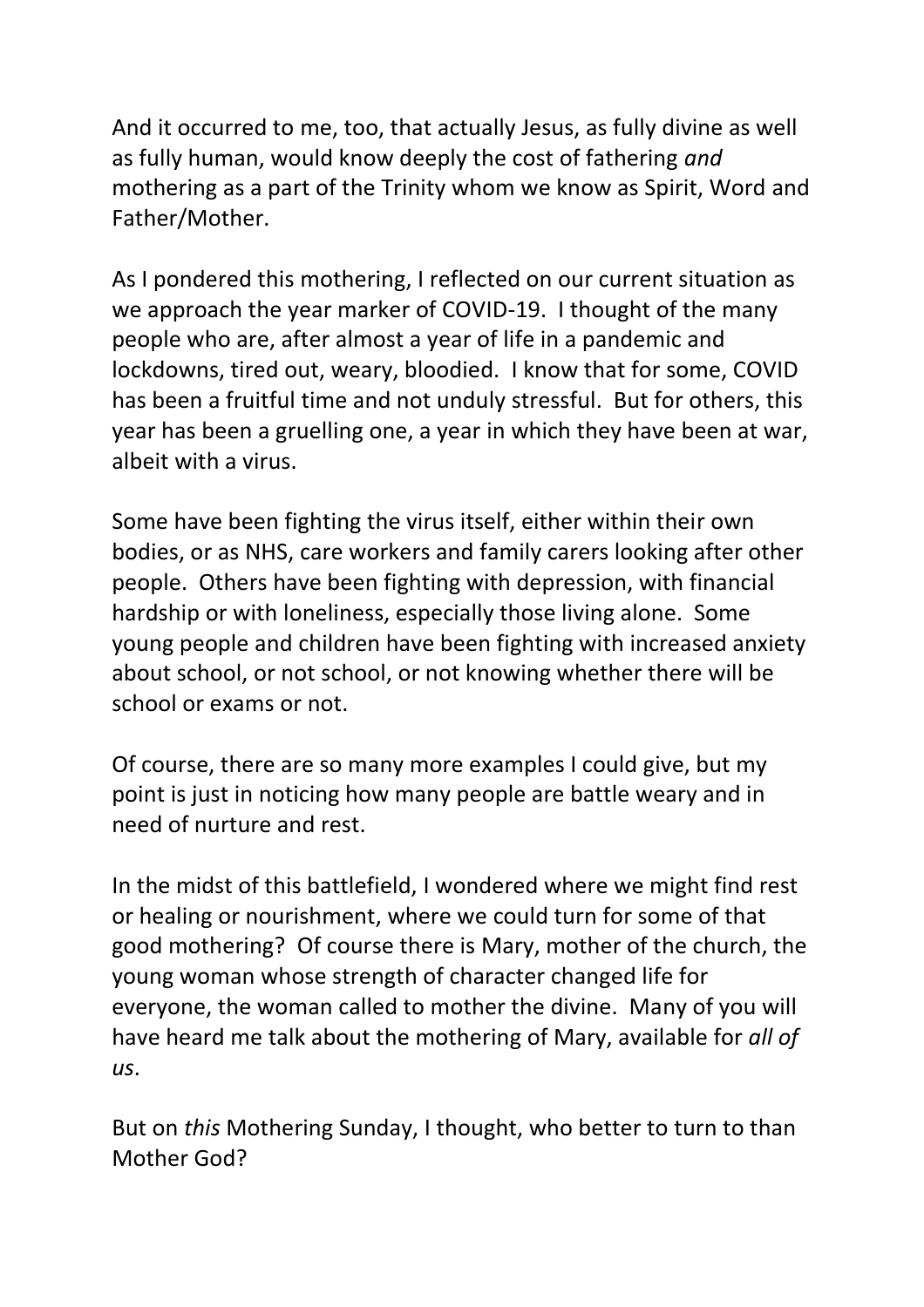And it occurred to me, too, that actually Jesus, as fully divine as well as fully human, would know deeply the cost of fathering *and* mothering as a part of the Trinity whom we know as Spirit, Word and Father/Mother.

As I pondered this mothering, I reflected on our current situation as we approach the year marker of COVID-19. I thought of the many people who are, after almost a year of life in a pandemic and lockdowns, tired out, weary, bloodied. I know that for some, COVID has been a fruitful time and not unduly stressful. But for others, this year has been a gruelling one, a year in which they have been at war, albeit with a virus.

Some have been fighting the virus itself, either within their own bodies, or as NHS, care workers and family carers looking after other people. Others have been fighting with depression, with financial hardship or with loneliness, especially those living alone. Some young people and children have been fighting with increased anxiety about school, or not school, or not knowing whether there will be school or exams or not.

Of course, there are so many more examples I could give, but my point is just in noticing how many people are battle weary and in need of nurture and rest.

In the midst of this battlefield, I wondered where we might find rest or healing or nourishment, where we could turn for some of that good mothering? Of course there is Mary, mother of the church, the young woman whose strength of character changed life for everyone, the woman called to mother the divine. Many of you will have heard me talk about the mothering of Mary, available for *all of us*.

But on *this* Mothering Sunday, I thought, who better to turn to than Mother God?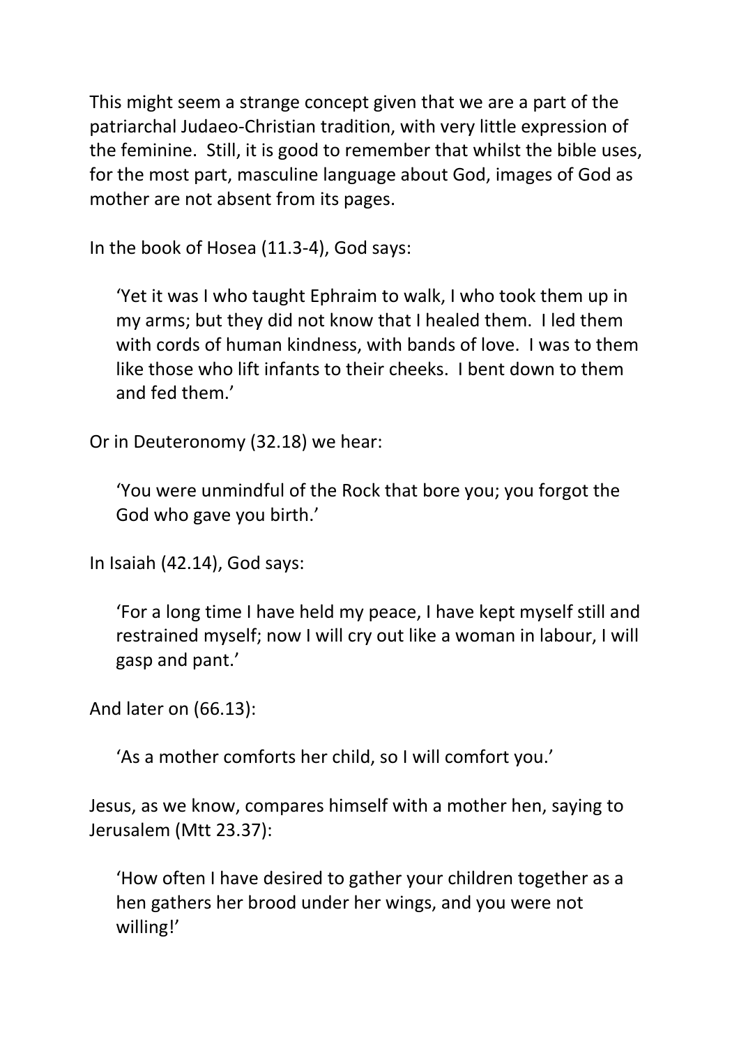This might seem a strange concept given that we are a part of the patriarchal Judaeo-Christian tradition, with very little expression of the feminine. Still, it is good to remember that whilst the bible uses, for the most part, masculine language about God, images of God as mother are not absent from its pages.

In the book of Hosea (11.3-4), God says:

> 'Yet it was I who taught Ephraim to walk, I who took them up in my arms; but they did not know that I healed them. I led them with cords of human kindness, with bands of love. I was to them like those who lift infants to their cheeks. I bent down to them and fed them.'

Or in Deuteronomy (32.18) we hear:

> 'You were unmindful of the Rock that bore you; you forgot the God who gave you birth.'

In Isaiah (42.14), God says:

> 'For a long time I have held my peace, I have kept myself still and restrained myself; now I will cry out like a woman in labour, I will gasp and pant.'

And later on (66.13):

> 'As a mother comforts her child, so I will comfort you.'

Jesus, as we know, compares himself with a mother hen, saying to Jerusalem (Mtt 23.37):

> 'How often I have desired to gather your children together as a hen gathers her brood under her wings, and you were not willing!'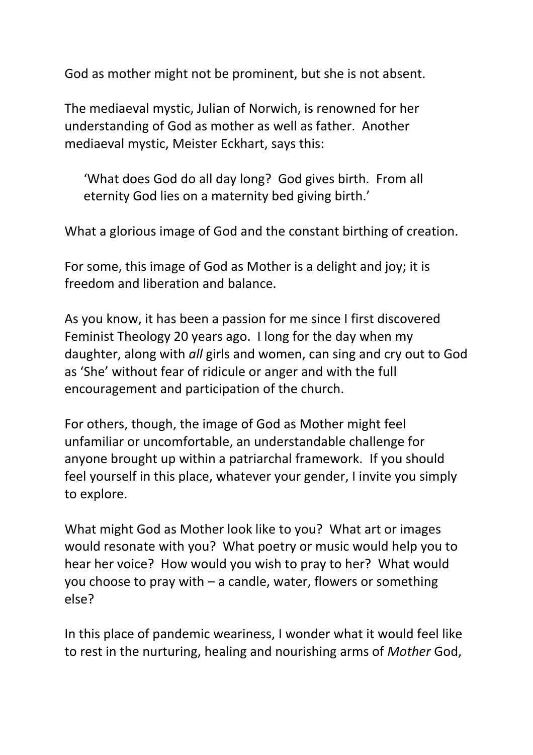God as mother might not be prominent, but she is not absent.

The mediaeval mystic, Julian of Norwich, is renowned for her understanding of God as mother as well as father. Another mediaeval mystic, Meister Eckhart, says this:

> 'What does God do all day long? God gives birth. From all eternity God lies on a maternity bed giving birth.'

What a glorious image of God and the constant birthing of creation.

For some, this image of God as Mother is a delight and joy; it is freedom and liberation and balance.

As you know, it has been a passion for me since I first discovered Feminist Theology 20 years ago. I long for the day when my daughter, along with *all* girls and women, can sing and cry out to God as 'She' without fear of ridicule or anger and with the full encouragement and participation of the church.

For others, though, the image of God as Mother might feel unfamiliar or uncomfortable, an understandable challenge for anyone brought up within a patriarchal framework. If you should feel yourself in this place, whatever your gender, I invite you simply to explore.

What might God as Mother look like to you? What art or images would resonate with you? What poetry or music would help you to hear her voice? How would you wish to pray to her? What would you choose to pray with – a candle, water, flowers or something else?

In this place of pandemic weariness, I wonder what it would feel like to rest in the nurturing, healing and nourishing arms of *Mother* God,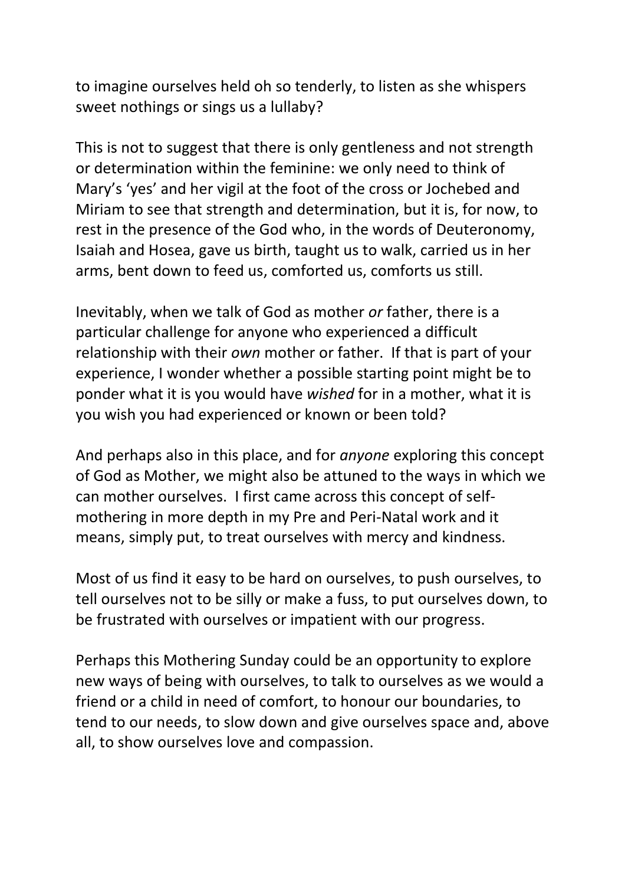to imagine ourselves held oh so tenderly, to listen as she whispers sweet nothings or sings us a lullaby?

This is not to suggest that there is only gentleness and not strength or determination within the feminine: we only need to think of Mary's 'yes' and her vigil at the foot of the cross or Jochebed and Miriam to see that strength and determination, but it is, for now, to rest in the presence of the God who, in the words of Deuteronomy, Isaiah and Hosea, gave us birth, taught us to walk, carried us in her arms, bent down to feed us, comforted us, comforts us still.

Inevitably, when we talk of God as mother *or* father, there is a particular challenge for anyone who experienced a difficult relationship with their *own* mother or father. If that is part of your experience, I wonder whether a possible starting point might be to ponder what it is you would have *wished* for in a mother, what it is you wish you had experienced or known or been told?

And perhaps also in this place, and for *anyone* exploring this concept of God as Mother, we might also be attuned to the ways in which we can mother ourselves. I first came across this concept of self-mothering in more depth in my Pre and Peri-Natal work and it means, simply put, to treat ourselves with mercy and kindness.

Most of us find it easy to be hard on ourselves, to push ourselves, to tell ourselves not to be silly or make a fuss, to put ourselves down, to be frustrated with ourselves or impatient with our progress.

Perhaps this Mothering Sunday could be an opportunity to explore new ways of being with ourselves, to talk to ourselves as we would a friend or a child in need of comfort, to honour our boundaries, to tend to our needs, to slow down and give ourselves space and, above all, to show ourselves love and compassion.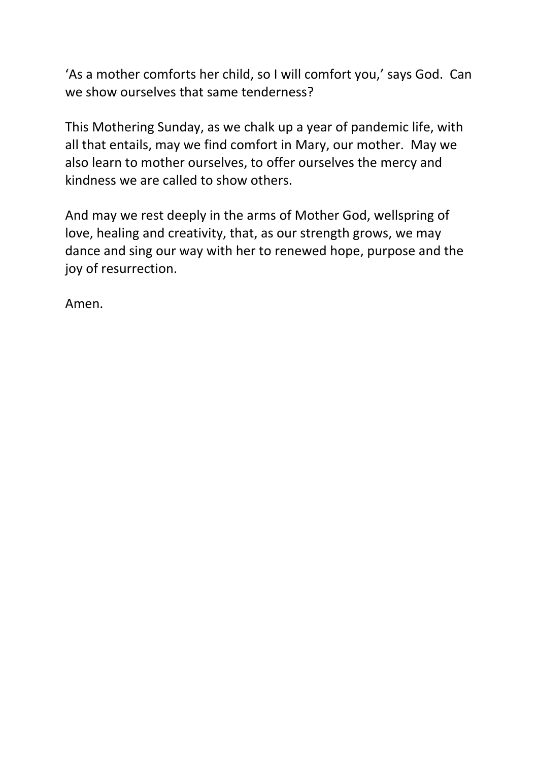'As a mother comforts her child, so I will comfort you,' says God. Can we show ourselves that same tenderness?

This Mothering Sunday, as we chalk up a year of pandemic life, with all that entails, may we find comfort in Mary, our mother. May we also learn to mother ourselves, to offer ourselves the mercy and kindness we are called to show others.

And may we rest deeply in the arms of Mother God, wellspring of love, healing and creativity, that, as our strength grows, we may dance and sing our way with her to renewed hope, purpose and the joy of resurrection.

Amen.